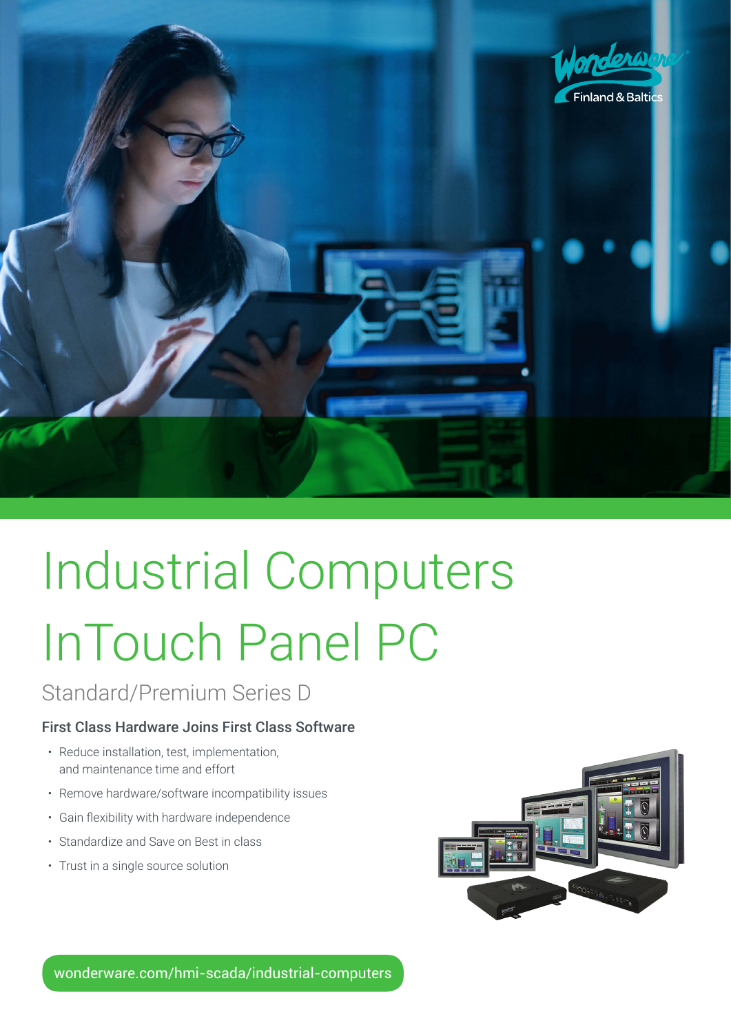Wonderware Finland & Baltics

# Industrial Computers InTouch Panel PC

## Standard/Premium Series D

### First Class Hardware Joins First Class Software

- Reduce installation, test, implementation, and maintenance time and effort
- Remove hardware/software incompatibility issues
- Gain flexibility with hardware independence
- Standardize and Save on Best in class
- Trust in a single source solution

wonderware.com/hmi-scada/industrial-computers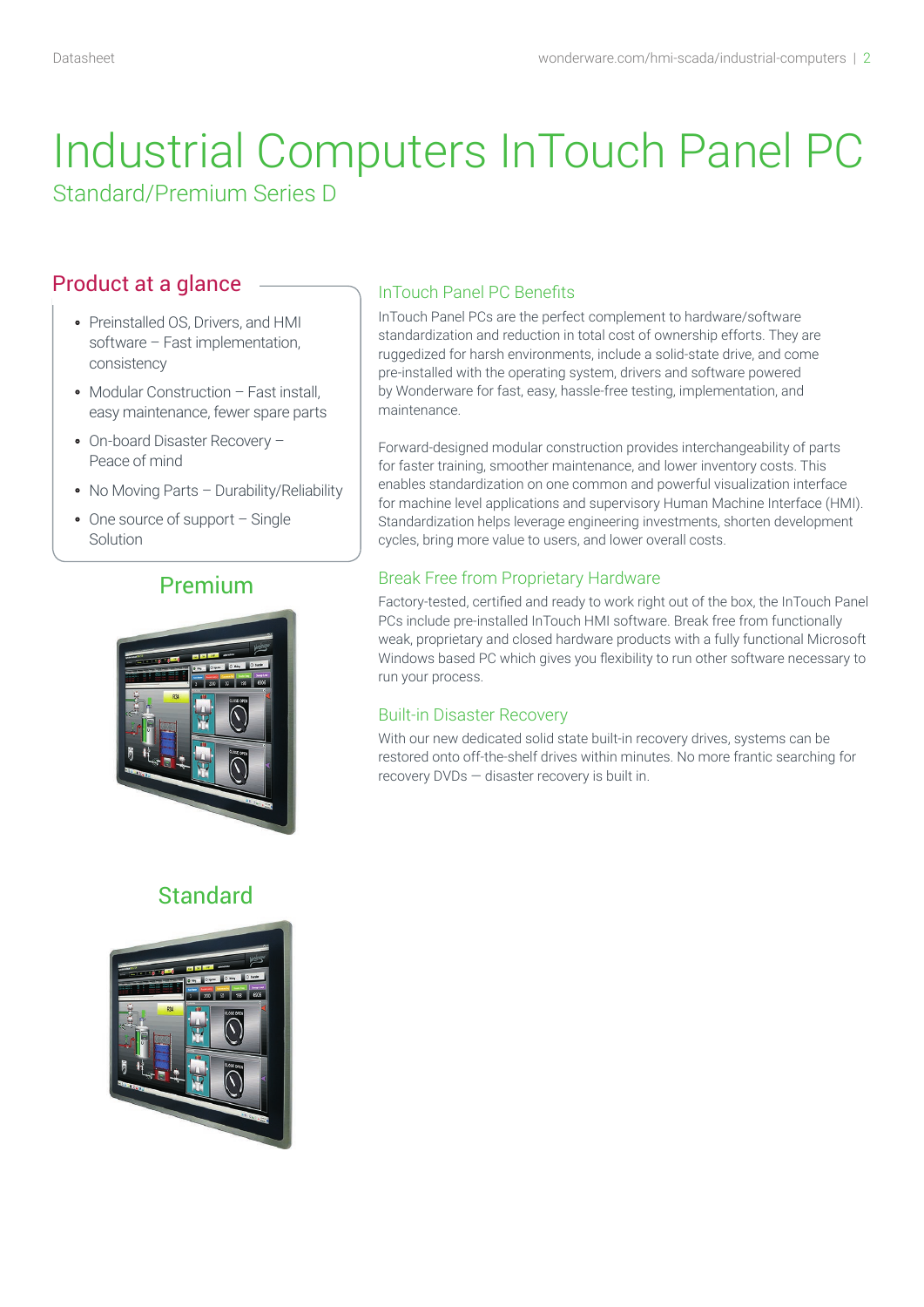# Industrial Computers InTouch Panel PC

## Standard/Premium Series D

### Product at a glance

- Preinstalled OS, Drivers, and HMI software – Fast implementation, consistency
- Modular Construction – Fast install, easy maintenance, fewer spare parts
- On-board Disaster Recovery – Peace of mind
- No Moving Parts – Durability/Reliability
- One source of support – Single Solution

### Premium

### Standard

### InTouch Panel PC Benefits

InTouch Panel PCs are the perfect complement to hardware/software standardization and reduction in total cost of ownership efforts. They are ruggedized for harsh environments, include a solid-state drive, and come pre-installed with the operating system, drivers and software powered by Wonderware for fast, easy, hassle-free testing, implementation, and maintenance.

Forward-designed modular construction provides interchangeability of parts for faster training, smoother maintenance, and lower inventory costs. This enables standardization on one common and powerful visualization interface for machine level applications and supervisory Human Machine Interface (HMI). Standardization helps leverage engineering investments, shorten development cycles, bring more value to users, and lower overall costs.

### Break Free from Proprietary Hardware

Factory-tested, certified and ready to work right out of the box, the InTouch Panel PCs include pre-installed InTouch HMI software. Break free from functionally weak, proprietary and closed hardware products with a fully functional Microsoft Windows based PC which gives you flexibility to run other software necessary to run your process.

### Built-in Disaster Recovery

With our new dedicated solid state built-in recovery drives, systems can be restored onto off-the-shelf drives within minutes. No more frantic searching for recovery DVDs — disaster recovery is built in.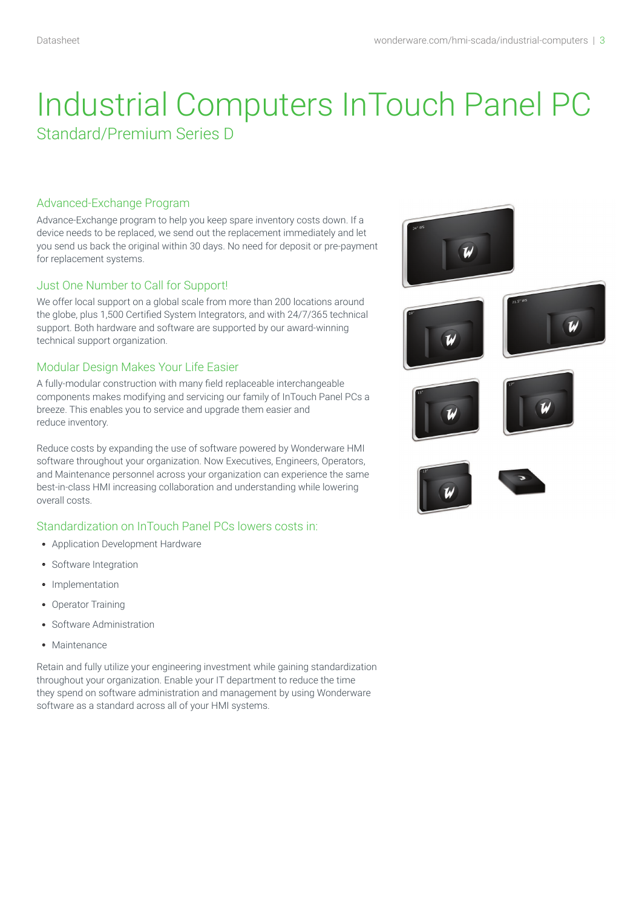# Industrial Computers InTouch Panel PC

## Standard/Premium Series D

### Advanced-Exchange Program

Advance-Exchange program to help you keep spare inventory costs down. If a device needs to be replaced, we send out the replacement immediately and let you send us back the original within 30 days. No need for deposit or pre-payment for replacement systems.

### Just One Number to Call for Support!

We offer local support on a global scale from more than 200 locations around the globe, plus 1,500 Certified System Integrators, and with 24/7/365 technical support. Both hardware and software are supported by our award-winning technical support organization.

### Modular Design Makes Your Life Easier

A fully-modular construction with many field replaceable interchangeable components makes modifying and servicing our family of InTouch Panel PCs a breeze. This enables you to service and upgrade them easier and reduce inventory.

Reduce costs by expanding the use of software powered by Wonderware HMI software throughout your organization. Now Executives, Engineers, Operators, and Maintenance personnel across your organization can experience the same best-in-class HMI increasing collaboration and understanding while lowering overall costs.

### Standardization on InTouch Panel PCs lowers costs in:

- Application Development Hardware
- Software Integration
- Implementation
- Operator Training
- Software Administration
- Maintenance

Retain and fully utilize your engineering investment while gaining standardization throughout your organization. Enable your IT department to reduce the time they spend on software administration and management by using Wonderware software as a standard across all of your HMI systems.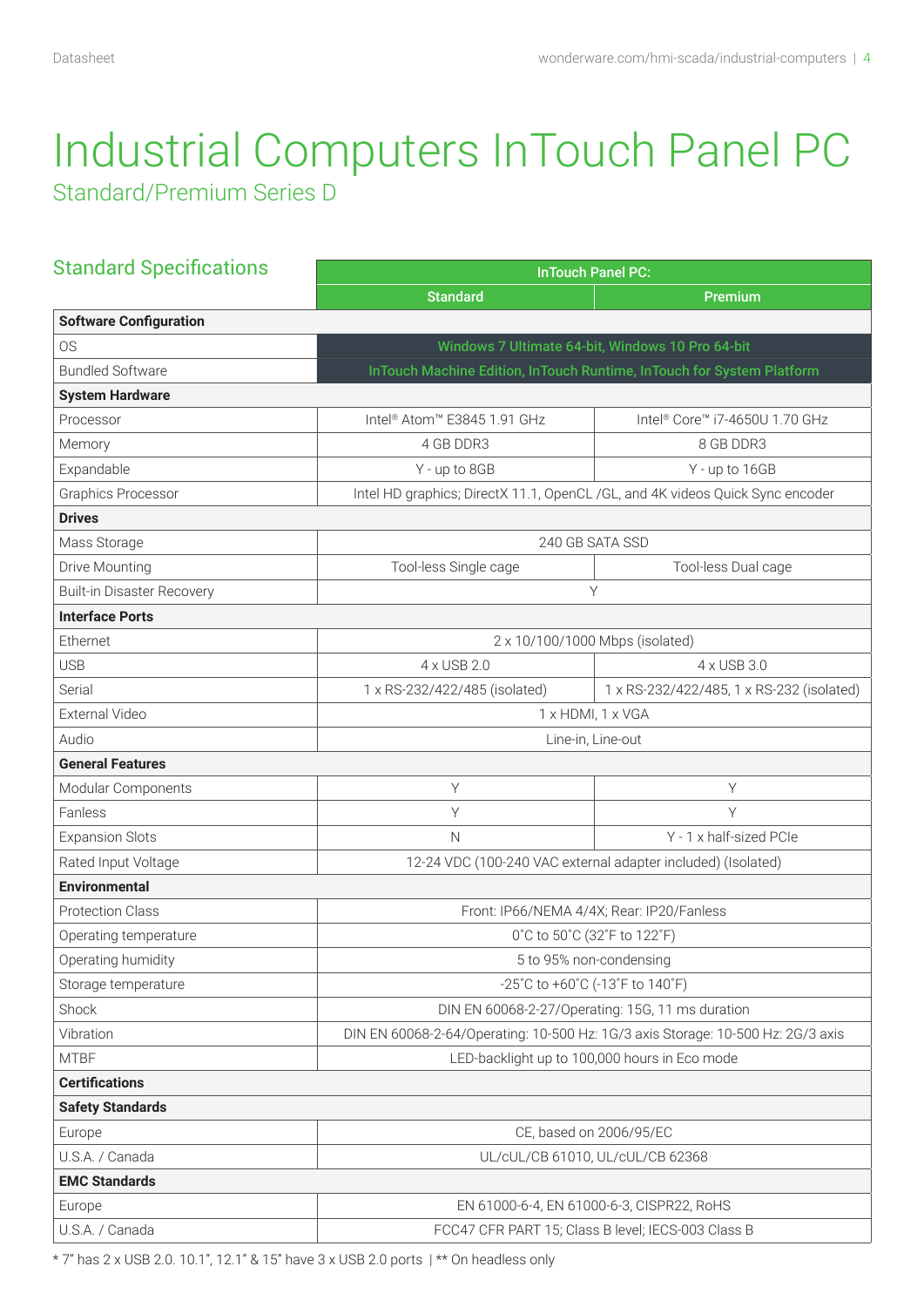# Industrial Computers InTouch Panel PC

## Standard/Premium Series D

### Standard Specifications

| | InTouch Panel PC: | |
|---|---|---|
| | **Standard** | **Premium** |
| **Software Configuration** | | |
| OS | Windows 7 Ultimate 64-bit, Windows 10 Pro 64-bit | |
| Bundled Software | InTouch Machine Edition, InTouch Runtime, InTouch for System Platform | |
| **System Hardware** | | |
| Processor | Intel® Atom™ E3845 1.91 GHz | Intel® Core™ i7-4650U 1.70 GHz |
| Memory | 4 GB DDR3 | 8 GB DDR3 |
| Expandable | Y - up to 8GB | Y - up to 16GB |
| Graphics Processor | Intel HD graphics; DirectX 11.1, OpenCL /GL, and 4K videos Quick Sync encoder | |
| **Drives** | | |
| Mass Storage | 240 GB SATA SSD | |
| Drive Mounting | Tool-less Single cage | Tool-less Dual cage |
| Built-in Disaster Recovery | Y | |
| **Interface Ports** | | |
| Ethernet | 2 x 10/100/1000 Mbps (isolated) | |
| USB | 4 x USB 2.0 | 4 x USB 3.0 |
| Serial | 1 x RS-232/422/485 (isolated) | 1 x RS-232/422/485, 1 x RS-232 (isolated) |
| External Video | 1 x HDMI, 1 x VGA | |
| Audio | Line-in, Line-out | |
| **General Features** | | |
| Modular Components | Y | Y |
| Fanless | Y | Y |
| Expansion Slots | N | Y - 1 x half-sized PCIe |
| Rated Input Voltage | 12-24 VDC (100-240 VAC external adapter included) (Isolated) | |
| **Environmental** | | |
| Protection Class | Front: IP66/NEMA 4/4X; Rear: IP20/Fanless | |
| Operating temperature | 0˚C to 50˚C (32˚F to 122˚F) | |
| Operating humidity | 5 to 95% non-condensing | |
| Storage temperature | -25˚C to +60˚C (-13˚F to 140˚F) | |
| Shock | DIN EN 60068-2-27/Operating: 15G, 11 ms duration | |
| Vibration | DIN EN 60068-2-64/Operating: 10-500 Hz: 1G/3 axis Storage: 10-500 Hz: 2G/3 axis | |
| MTBF | LED-backlight up to 100,000 hours in Eco mode | |
| **Certifications** | | |
| **Safety Standards** | | |
| Europe | CE, based on 2006/95/EC | |
| U.S.A. / Canada | UL/cUL/CB 61010, UL/cUL/CB 62368 | |
| **EMC Standards** | | |
| Europe | EN 61000-6-4, EN 61000-6-3, CISPR22, RoHS | |
| U.S.A. / Canada | FCC47 CFR PART 15; Class B level; IECS-003 Class B | |

* 7" has 2 x USB 2.0. 10.1", 12.1" & 15" have 3 x USB 2.0 ports | ** On headless only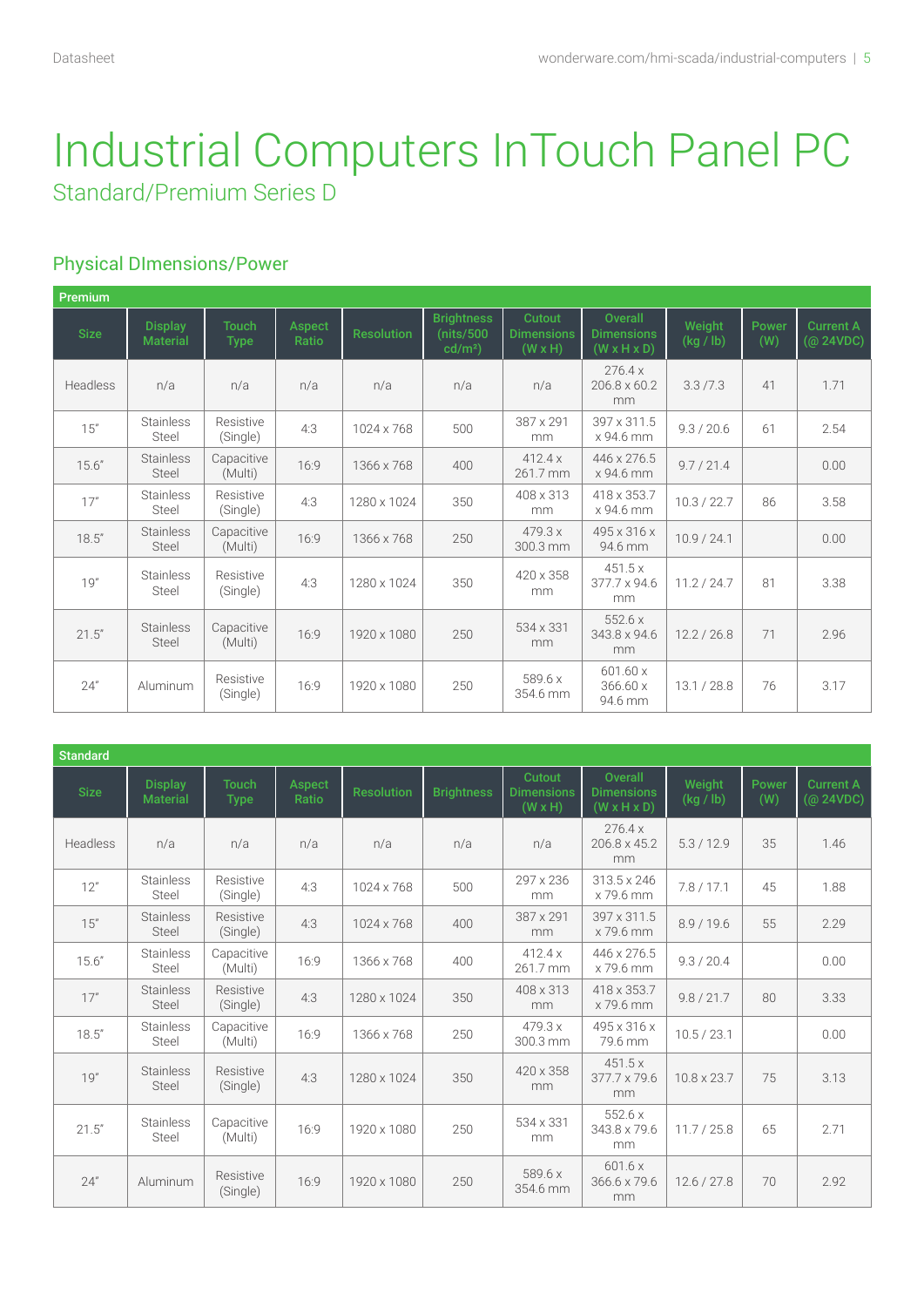// Industrial Computers InTouch Panel PC

## Standard/Premium Series D

### Physical DImensions/Power

**Premium**

| Size | Display Material | Touch Type | Aspect Ratio | Resolution | Brightness (nits/500 cd/m²) | Cutout Dimensions (W x H) | Overall Dimensions (W x H x D) | Weight (kg / lb) | Power (W) | Current A (@ 24VDC) |
|---|---|---|---|---|---|---|---|---|---|---|
| Headless | n/a | n/a | n/a | n/a | n/a | n/a | 276.4 x 206.8 x 60.2 mm | 3.3 /7.3 | 41 | 1.71 |
| 15" | Stainless Steel | Resistive (Single) | 4:3 | 1024 x 768 | 500 | 387 x 291 mm | 397 x 311.5 x 94.6 mm | 9.3 / 20.6 | 61 | 2.54 |
| 15.6" | Stainless Steel | Capacitive (Multi) | 16:9 | 1366 x 768 | 400 | 412.4 x 261.7 mm | 446 x 276.5 x 94.6 mm | 9.7 / 21.4 | | 0.00 |
| 17" | Stainless Steel | Resistive (Single) | 4:3 | 1280 x 1024 | 350 | 408 x 313 mm | 418 x 353.7 x 94.6 mm | 10.3 / 22.7 | 86 | 3.58 |
| 18.5" | Stainless Steel | Capacitive (Multi) | 16:9 | 1366 x 768 | 250 | 479.3 x 300.3 mm | 495 x 316 x 94.6 mm | 10.9 / 24.1 | | 0.00 |
| 19" | Stainless Steel | Resistive (Single) | 4:3 | 1280 x 1024 | 350 | 420 x 358 mm | 451.5 x 377.7 x 94.6 mm | 11.2 / 24.7 | 81 | 3.38 |
| 21.5" | Stainless Steel | Capacitive (Multi) | 16:9 | 1920 x 1080 | 250 | 534 x 331 mm | 552.6 x 343.8 x 94.6 mm | 12.2 / 26.8 | 71 | 2.96 |
| 24" | Aluminum | Resistive (Single) | 16:9 | 1920 x 1080 | 250 | 589.6 x 354.6 mm | 601.60 x 366.60 x 94.6 mm | 13.1 / 28.8 | 76 | 3.17 |

**Standard**

| Size | Display Material | Touch Type | Aspect Ratio | Resolution | Brightness | Cutout Dimensions (W x H) | Overall Dimensions (W x H x D) | Weight (kg / lb) | Power (W) | Current A (@ 24VDC) |
|---|---|---|---|---|---|---|---|---|---|---|
| Headless | n/a | n/a | n/a | n/a | n/a | n/a | 276.4 x 206.8 x 45.2 mm | 5.3 / 12.9 | 35 | 1.46 |
| 12" | Stainless Steel | Resistive (Single) | 4:3 | 1024 x 768 | 500 | 297 x 236 mm | 313.5 x 246 x 79.6 mm | 7.8 / 17.1 | 45 | 1.88 |
| 15" | Stainless Steel | Resistive (Single) | 4:3 | 1024 x 768 | 400 | 387 x 291 mm | 397 x 311.5 x 79.6 mm | 8.9 / 19.6 | 55 | 2.29 |
| 15.6" | Stainless Steel | Capacitive (Multi) | 16:9 | 1366 x 768 | 400 | 412.4 x 261.7 mm | 446 x 276.5 x 79.6 mm | 9.3 / 20.4 | | 0.00 |
| 17" | Stainless Steel | Resistive (Single) | 4:3 | 1280 x 1024 | 350 | 408 x 313 mm | 418 x 353.7 x 79.6 mm | 9.8 / 21.7 | 80 | 3.33 |
| 18.5" | Stainless Steel | Capacitive (Multi) | 16:9 | 1366 x 768 | 250 | 479.3 x 300.3 mm | 495 x 316 x 79.6 mm | 10.5 / 23.1 | | 0.00 |
| 19" | Stainless Steel | Resistive (Single) | 4:3 | 1280 x 1024 | 350 | 420 x 358 mm | 451.5 x 377.7 x 79.6 mm | 10.8 x 23.7 | 75 | 3.13 |
| 21.5" | Stainless Steel | Capacitive (Multi) | 16:9 | 1920 x 1080 | 250 | 534 x 331 mm | 552.6 x 343.8 x 79.6 mm | 11.7 / 25.8 | 65 | 2.71 |
| 24" | Aluminum | Resistive (Single) | 16:9 | 1920 x 1080 | 250 | 589.6 x 354.6 mm | 601.6 x 366.6 x 79.6 mm | 12.6 / 27.8 | 70 | 2.92 |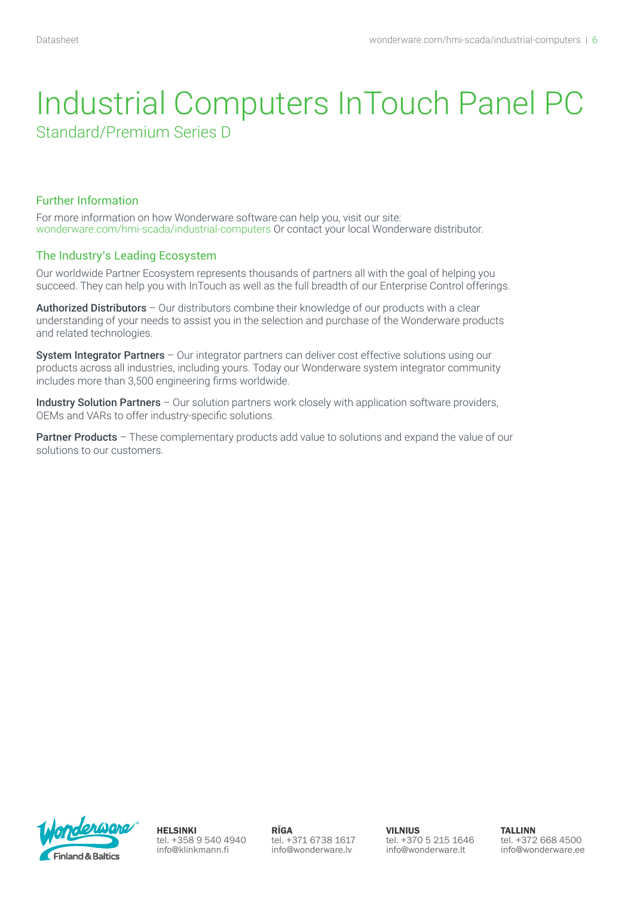# Industrial Computers InTouch Panel PC

Standard/Premium Series D

## Further Information

For more information on how Wonderware software can help you, visit our site: wonderware.com/hmi-scada/industrial-computers Or contact your local Wonderware distributor.

## The Industry's Leading Ecosystem

Our worldwide Partner Ecosystem represents thousands of partners all with the goal of helping you succeed. They can help you with InTouch as well as the full breadth of our Enterprise Control offerings.

**Authorized Distributors** – Our distributors combine their knowledge of our products with a clear understanding of your needs to assist you in the selection and purchase of the Wonderware products and related technologies.

**System Integrator Partners** – Our integrator partners can deliver cost effective solutions using our products across all industries, including yours. Today our Wonderware system integrator community includes more than 3,500 engineering firms worldwide.

**Industry Solution Partners** – Our solution partners work closely with application software providers, OEMs and VARs to offer industry-specific solutions.

**Partner Products** – These complementary products add value to solutions and expand the value of our solutions to our customers.

Wonderware Finland & Baltics

**HELSINKI**
tel. +358 9 540 4940
info@klinkmann.fi

**RĪGA**
tel. +371 6738 1617
info@wonderware.lv

**VILNIUS**
tel. +370 5 215 1646
info@wonderware.lt

**TALLINN**
tel. +372 668 4500
info@wonderware.ee